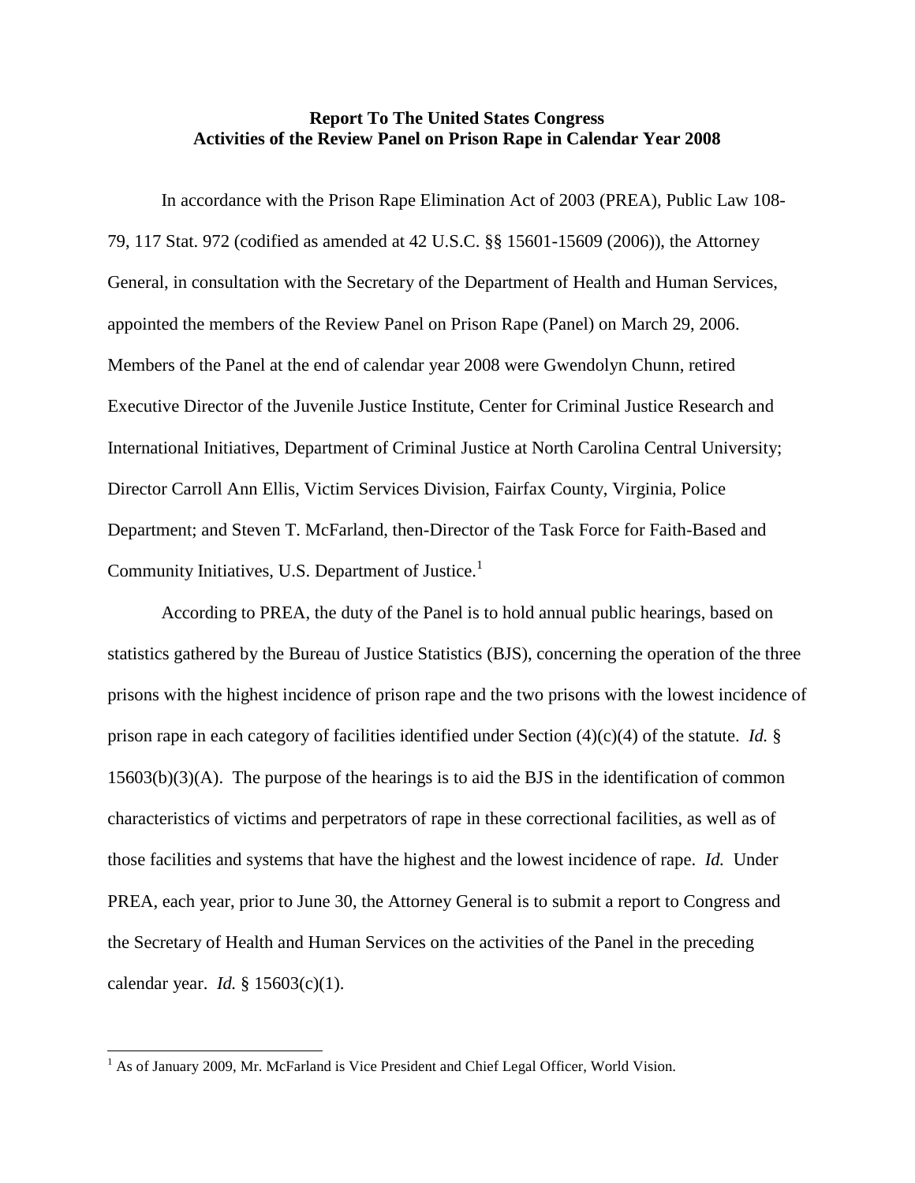# Report To The United States Congress
# Activities of the Review Panel on Prison Rape in Calendar Year 2008

In accordance with the Prison Rape Elimination Act of 2003 (PREA), Public Law 108-79, 117 Stat. 972 (codified as amended at 42 U.S.C. §§ 15601-15609 (2006)), the Attorney General, in consultation with the Secretary of the Department of Health and Human Services, appointed the members of the Review Panel on Prison Rape (Panel) on March 29, 2006. Members of the Panel at the end of calendar year 2008 were Gwendolyn Chunn, retired Executive Director of the Juvenile Justice Institute, Center for Criminal Justice Research and International Initiatives, Department of Criminal Justice at North Carolina Central University; Director Carroll Ann Ellis, Victim Services Division, Fairfax County, Virginia, Police Department; and Steven T. McFarland, then-Director of the Task Force for Faith-Based and Community Initiatives, U.S. Department of Justice.[1]

According to PREA, the duty of the Panel is to hold annual public hearings, based on statistics gathered by the Bureau of Justice Statistics (BJS), concerning the operation of the three prisons with the highest incidence of prison rape and the two prisons with the lowest incidence of prison rape in each category of facilities identified under Section (4)(c)(4) of the statute. *Id.* § 15603(b)(3)(A). The purpose of the hearings is to aid the BJS in the identification of common characteristics of victims and perpetrators of rape in these correctional facilities, as well as of those facilities and systems that have the highest and the lowest incidence of rape. *Id.* Under PREA, each year, prior to June 30, the Attorney General is to submit a report to Congress and the Secretary of Health and Human Services on the activities of the Panel in the preceding calendar year. *Id.* § 15603(c)(1).

[1] As of January 2009, Mr. McFarland is Vice President and Chief Legal Officer, World Vision.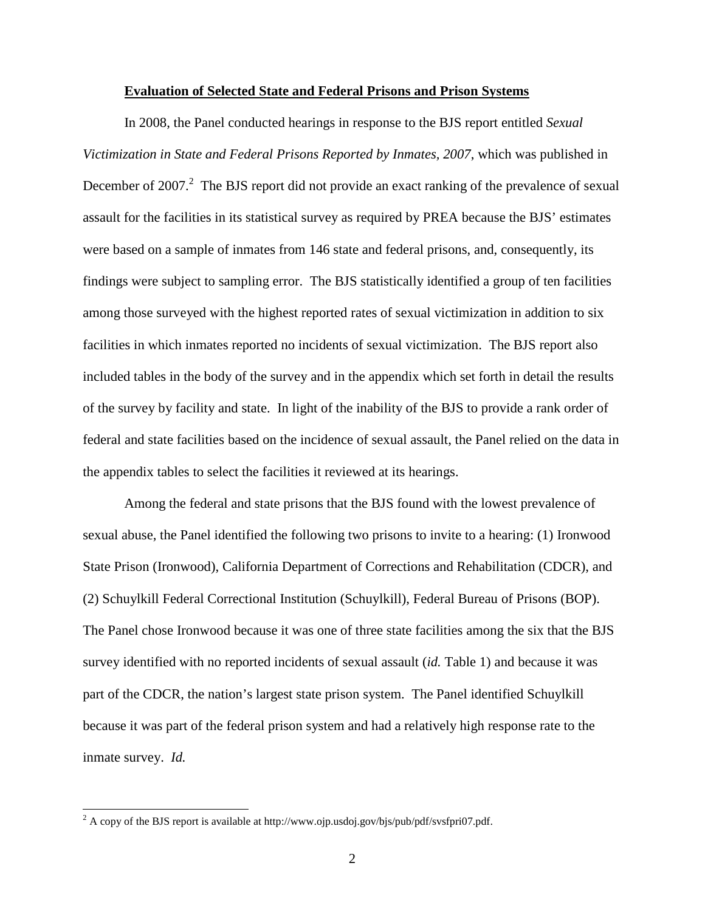## **Evaluation of Selected State and Federal Prisons and Prison Systems**

In 2008, the Panel conducted hearings in response to the BJS report entitled *Sexual Victimization in State and Federal Prisons Reported by Inmates, 2007*, which was published in December of 2007.[2] The BJS report did not provide an exact ranking of the prevalence of sexual assault for the facilities in its statistical survey as required by PREA because the BJS' estimates were based on a sample of inmates from 146 state and federal prisons, and, consequently, its findings were subject to sampling error. The BJS statistically identified a group of ten facilities among those surveyed with the highest reported rates of sexual victimization in addition to six facilities in which inmates reported no incidents of sexual victimization. The BJS report also included tables in the body of the survey and in the appendix which set forth in detail the results of the survey by facility and state. In light of the inability of the BJS to provide a rank order of federal and state facilities based on the incidence of sexual assault, the Panel relied on the data in the appendix tables to select the facilities it reviewed at its hearings.

Among the federal and state prisons that the BJS found with the lowest prevalence of sexual abuse, the Panel identified the following two prisons to invite to a hearing: (1) Ironwood State Prison (Ironwood), California Department of Corrections and Rehabilitation (CDCR), and (2) Schuylkill Federal Correctional Institution (Schuylkill), Federal Bureau of Prisons (BOP). The Panel chose Ironwood because it was one of three state facilities among the six that the BJS survey identified with no reported incidents of sexual assault (*id.* Table 1) and because it was part of the CDCR, the nation's largest state prison system. The Panel identified Schuylkill because it was part of the federal prison system and had a relatively high response rate to the inmate survey. *Id.*

[2] A copy of the BJS report is available at http://www.ojp.usdoj.gov/bjs/pub/pdf/svsfpri07.pdf.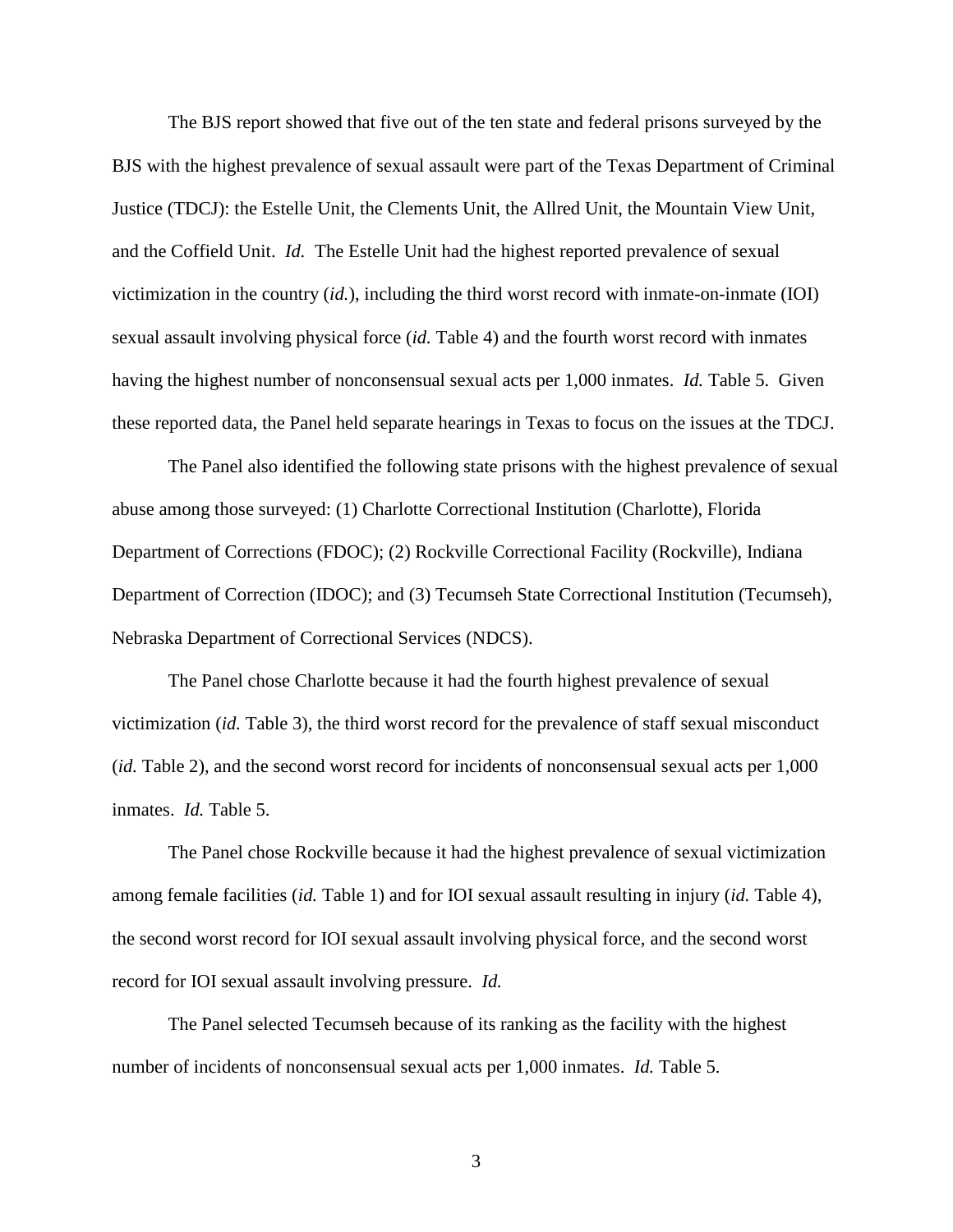The BJS report showed that five out of the ten state and federal prisons surveyed by the BJS with the highest prevalence of sexual assault were part of the Texas Department of Criminal Justice (TDCJ): the Estelle Unit, the Clements Unit, the Allred Unit, the Mountain View Unit, and the Coffield Unit. *Id.* The Estelle Unit had the highest reported prevalence of sexual victimization in the country (*id.*), including the third worst record with inmate-on-inmate (IOI) sexual assault involving physical force (*id.* Table 4) and the fourth worst record with inmates having the highest number of nonconsensual sexual acts per 1,000 inmates. *Id.* Table 5. Given these reported data, the Panel held separate hearings in Texas to focus on the issues at the TDCJ.

The Panel also identified the following state prisons with the highest prevalence of sexual abuse among those surveyed: (1) Charlotte Correctional Institution (Charlotte), Florida Department of Corrections (FDOC); (2) Rockville Correctional Facility (Rockville), Indiana Department of Correction (IDOC); and (3) Tecumseh State Correctional Institution (Tecumseh), Nebraska Department of Correctional Services (NDCS).

The Panel chose Charlotte because it had the fourth highest prevalence of sexual victimization (*id.* Table 3), the third worst record for the prevalence of staff sexual misconduct (*id.* Table 2), and the second worst record for incidents of nonconsensual sexual acts per 1,000 inmates. *Id.* Table 5.

The Panel chose Rockville because it had the highest prevalence of sexual victimization among female facilities (*id.* Table 1) and for IOI sexual assault resulting in injury (*id.* Table 4), the second worst record for IOI sexual assault involving physical force, and the second worst record for IOI sexual assault involving pressure. *Id.*

The Panel selected Tecumseh because of its ranking as the facility with the highest number of incidents of nonconsensual sexual acts per 1,000 inmates. *Id.* Table 5.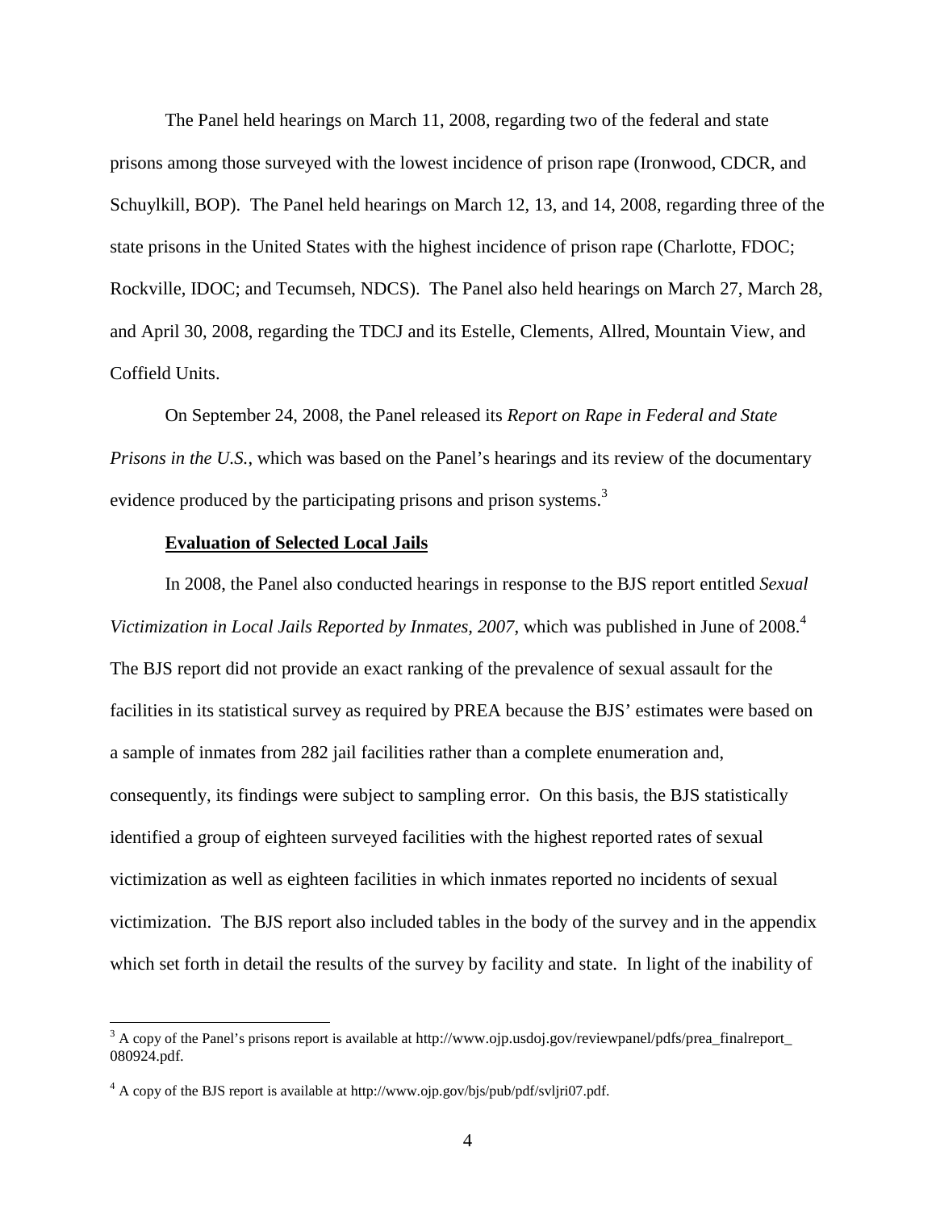The Panel held hearings on March 11, 2008, regarding two of the federal and state prisons among those surveyed with the lowest incidence of prison rape (Ironwood, CDCR, and Schuylkill, BOP). The Panel held hearings on March 12, 13, and 14, 2008, regarding three of the state prisons in the United States with the highest incidence of prison rape (Charlotte, FDOC; Rockville, IDOC; and Tecumseh, NDCS). The Panel also held hearings on March 27, March 28, and April 30, 2008, regarding the TDCJ and its Estelle, Clements, Allred, Mountain View, and Coffield Units.

On September 24, 2008, the Panel released its *Report on Rape in Federal and State Prisons in the U.S.*, which was based on the Panel's hearings and its review of the documentary evidence produced by the participating prisons and prison systems.[3]

**Evaluation of Selected Local Jails**

In 2008, the Panel also conducted hearings in response to the BJS report entitled *Sexual Victimization in Local Jails Reported by Inmates, 2007*, which was published in June of 2008.[4] The BJS report did not provide an exact ranking of the prevalence of sexual assault for the facilities in its statistical survey as required by PREA because the BJS' estimates were based on a sample of inmates from 282 jail facilities rather than a complete enumeration and, consequently, its findings were subject to sampling error. On this basis, the BJS statistically identified a group of eighteen surveyed facilities with the highest reported rates of sexual victimization as well as eighteen facilities in which inmates reported no incidents of sexual victimization. The BJS report also included tables in the body of the survey and in the appendix which set forth in detail the results of the survey by facility and state. In light of the inability of

---

[3] A copy of the Panel's prisons report is available at http://www.ojp.usdoj.gov/reviewpanel/pdfs/prea_finalreport_080924.pdf.

[4] A copy of the BJS report is available at http://www.ojp.gov/bjs/pub/pdf/svljri07.pdf.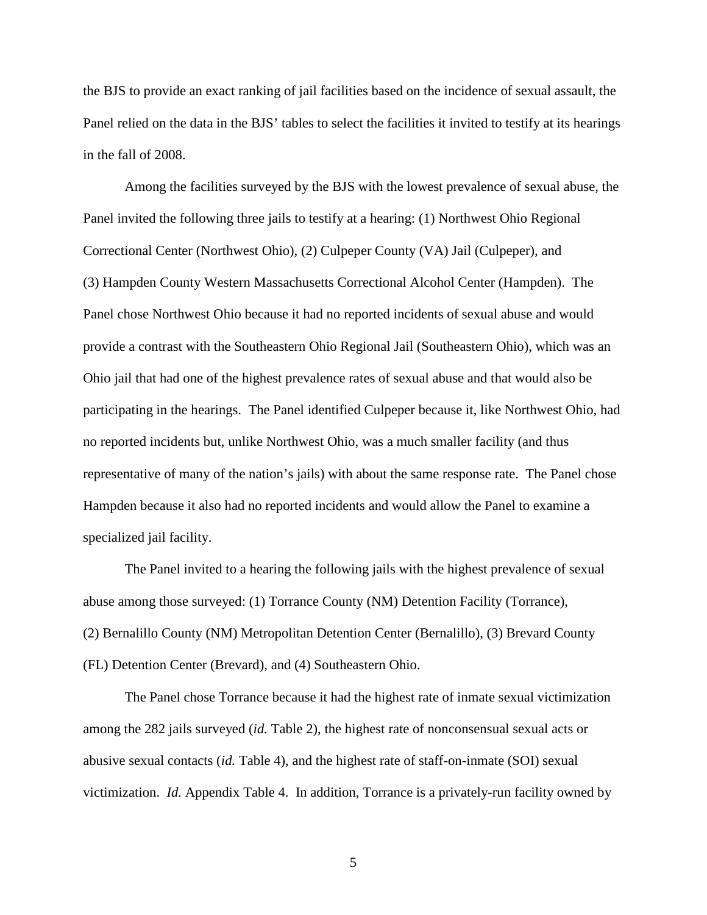the BJS to provide an exact ranking of jail facilities based on the incidence of sexual assault, the Panel relied on the data in the BJS' tables to select the facilities it invited to testify at its hearings in the fall of 2008.

Among the facilities surveyed by the BJS with the lowest prevalence of sexual abuse, the Panel invited the following three jails to testify at a hearing: (1) Northwest Ohio Regional Correctional Center (Northwest Ohio), (2) Culpeper County (VA) Jail (Culpeper), and (3) Hampden County Western Massachusetts Correctional Alcohol Center (Hampden). The Panel chose Northwest Ohio because it had no reported incidents of sexual abuse and would provide a contrast with the Southeastern Ohio Regional Jail (Southeastern Ohio), which was an Ohio jail that had one of the highest prevalence rates of sexual abuse and that would also be participating in the hearings. The Panel identified Culpeper because it, like Northwest Ohio, had no reported incidents but, unlike Northwest Ohio, was a much smaller facility (and thus representative of many of the nation's jails) with about the same response rate. The Panel chose Hampden because it also had no reported incidents and would allow the Panel to examine a specialized jail facility.

The Panel invited to a hearing the following jails with the highest prevalence of sexual abuse among those surveyed: (1) Torrance County (NM) Detention Facility (Torrance), (2) Bernalillo County (NM) Metropolitan Detention Center (Bernalillo), (3) Brevard County (FL) Detention Center (Brevard), and (4) Southeastern Ohio.

The Panel chose Torrance because it had the highest rate of inmate sexual victimization among the 282 jails surveyed (*id.* Table 2), the highest rate of nonconsensual sexual acts or abusive sexual contacts (*id.* Table 4), and the highest rate of staff-on-inmate (SOI) sexual victimization. *Id.* Appendix Table 4. In addition, Torrance is a privately-run facility owned by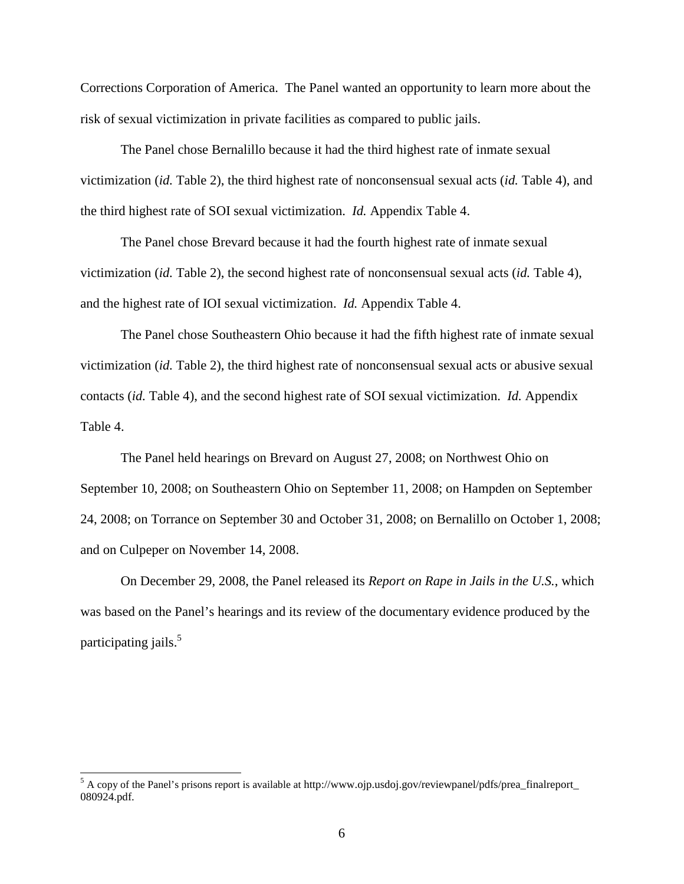Corrections Corporation of America. The Panel wanted an opportunity to learn more about the risk of sexual victimization in private facilities as compared to public jails.

The Panel chose Bernalillo because it had the third highest rate of inmate sexual victimization (*id.* Table 2), the third highest rate of nonconsensual sexual acts (*id.* Table 4), and the third highest rate of SOI sexual victimization. *Id.* Appendix Table 4.

The Panel chose Brevard because it had the fourth highest rate of inmate sexual victimization (*id.* Table 2), the second highest rate of nonconsensual sexual acts (*id.* Table 4), and the highest rate of IOI sexual victimization. *Id.* Appendix Table 4.

The Panel chose Southeastern Ohio because it had the fifth highest rate of inmate sexual victimization (*id.* Table 2), the third highest rate of nonconsensual sexual acts or abusive sexual contacts (*id.* Table 4), and the second highest rate of SOI sexual victimization. *Id.* Appendix Table 4.

The Panel held hearings on Brevard on August 27, 2008; on Northwest Ohio on September 10, 2008; on Southeastern Ohio on September 11, 2008; on Hampden on September 24, 2008; on Torrance on September 30 and October 31, 2008; on Bernalillo on October 1, 2008; and on Culpeper on November 14, 2008.

On December 29, 2008, the Panel released its *Report on Rape in Jails in the U.S.*, which was based on the Panel's hearings and its review of the documentary evidence produced by the participating jails.[5]

---

[5] A copy of the Panel's prisons report is available at http://www.ojp.usdoj.gov/reviewpanel/pdfs/prea_finalreport_080924.pdf.